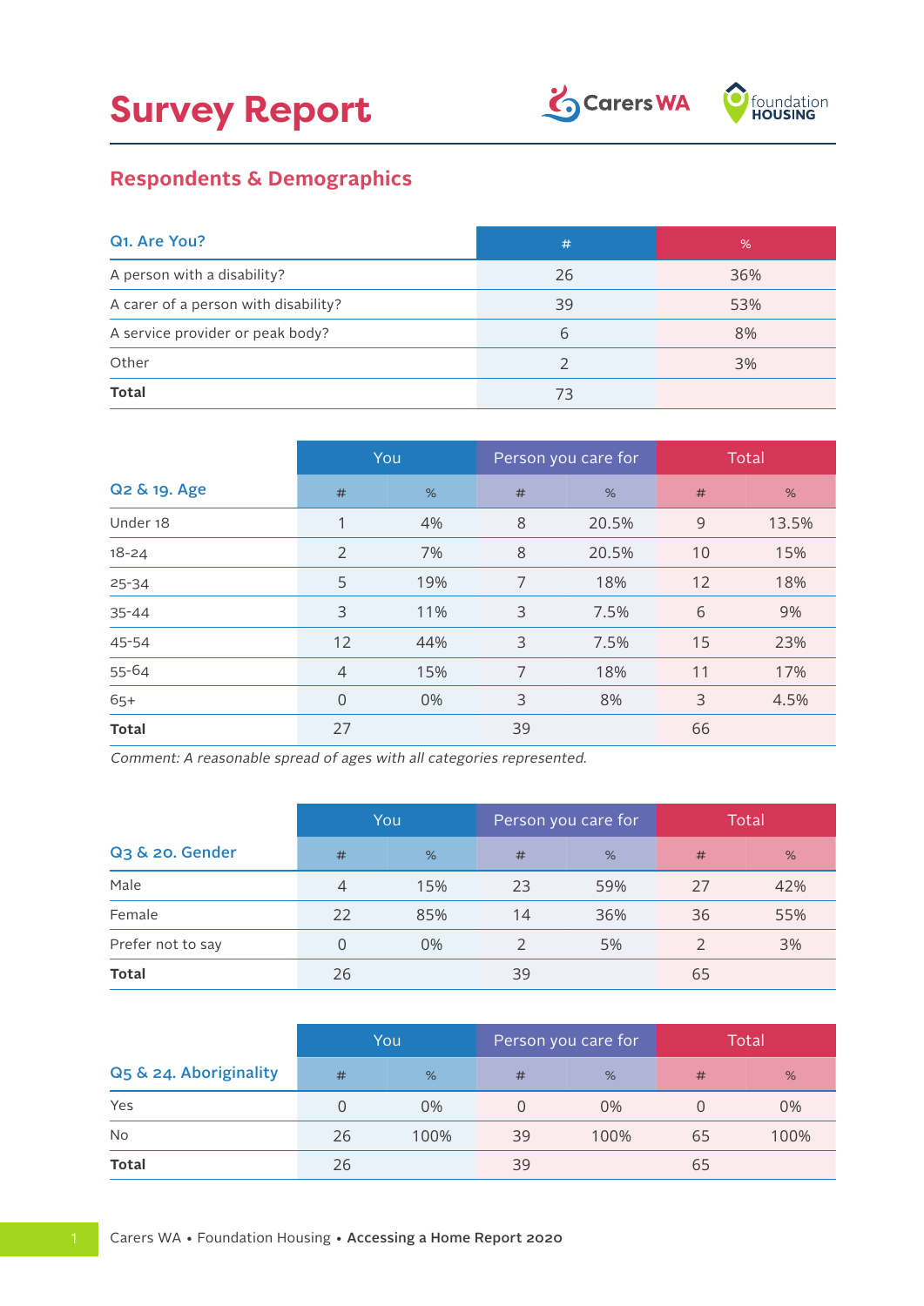# Survey Report

## Respondents & Demographics

| Q1. Are You? | # | % |
|---|---|---|
| A person with a disability? | 26 | 36% |
| A carer of a person with disability? | 39 | 53% |
| A service provider or peak body? | 6 | 8% |
| Other | 2 | 3% |
| **Total** | 73 | |

| Q2 & 19. Age | You | | Person you care for | | Total | |
|---|---|---|---|---|---|---|
| | # | % | # | % | # | % |
| Under 18 | 1 | 4% | 8 | 20.5% | 9 | 13.5% |
| 18-24 | 2 | 7% | 8 | 20.5% | 10 | 15% |
| 25-34 | 5 | 19% | 7 | 18% | 12 | 18% |
| 35-44 | 3 | 11% | 3 | 7.5% | 6 | 9% |
| 45-54 | 12 | 44% | 3 | 7.5% | 15 | 23% |
| 55-64 | 4 | 15% | 7 | 18% | 11 | 17% |
| 65+ | 0 | 0% | 3 | 8% | 3 | 4.5% |
| **Total** | 27 | | 39 | | 66 | |

*Comment: A reasonable spread of ages with all categories represented.*

| Q3 & 20. Gender | You | | Person you care for | | Total | |
|---|---|---|---|---|---|---|
| | # | % | # | % | # | % |
| Male | 4 | 15% | 23 | 59% | 27 | 42% |
| Female | 22 | 85% | 14 | 36% | 36 | 55% |
| Prefer not to say | 0 | 0% | 2 | 5% | 2 | 3% |
| **Total** | 26 | | 39 | | 65 | |

| Q5 & 24. Aboriginality | You | | Person you care for | | Total | |
|---|---|---|---|---|---|---|
| | # | % | # | % | # | % |
| Yes | 0 | 0% | 0 | 0% | 0 | 0% |
| No | 26 | 100% | 39 | 100% | 65 | 100% |
| **Total** | 26 | | 39 | | 65 | |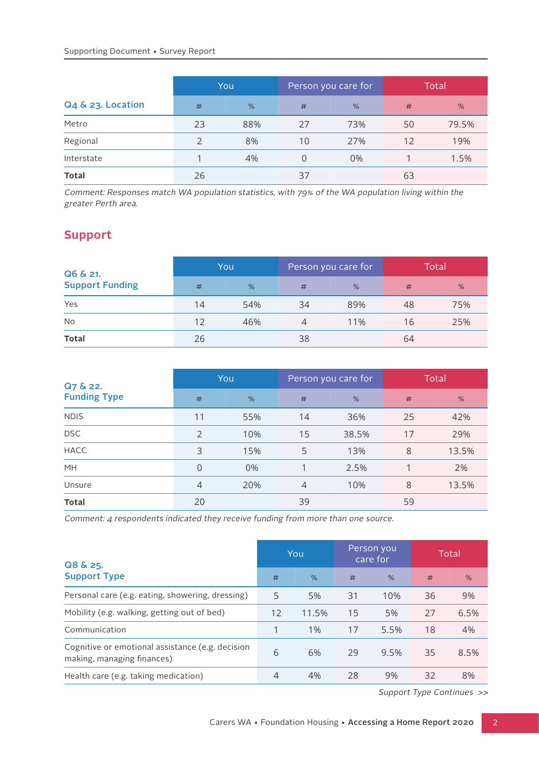| Q4 & 23. Location | You | | Person you care for | | Total | |
|---|---|---|---|---|---|---|
| | # | % | # | % | # | % |
| Metro | 23 | 88% | 27 | 73% | 50 | 79.5% |
| Regional | 2 | 8% | 10 | 27% | 12 | 19% |
| Interstate | 1 | 4% | 0 | 0% | 1 | 1.5% |
| **Total** | 26 | | 37 | | 63 | |

*Comment: Responses match WA population statistics, with 79% of the WA population living within the greater Perth area.*

## Support

| Q6 & 21. Support Funding | You | | Person you care for | | Total | |
|---|---|---|---|---|---|---|
| | # | % | # | % | # | % |
| Yes | 14 | 54% | 34 | 89% | 48 | 75% |
| No | 12 | 46% | 4 | 11% | 16 | 25% |
| **Total** | 26 | | 38 | | 64 | |

| Q7 & 22. Funding Type | You | | Person you care for | | Total | |
|---|---|---|---|---|---|---|
| | # | % | # | % | # | % |
| NDIS | 11 | 55% | 14 | 36% | 25 | 42% |
| DSC | 2 | 10% | 15 | 38.5% | 17 | 29% |
| HACC | 3 | 15% | 5 | 13% | 8 | 13.5% |
| MH | 0 | 0% | 1 | 2.5% | 1 | 2% |
| Unsure | 4 | 20% | 4 | 10% | 8 | 13.5% |
| **Total** | 20 | | 39 | | 59 | |

*Comment: 4 respondents indicated they receive funding from more than one source.*

| Q8 & 25. Support Type | You | | Person you care for | | Total | |
|---|---|---|---|---|---|---|
| | # | % | # | % | # | % |
| Personal care (e.g. eating, showering, dressing) | 5 | 5% | 31 | 10% | 36 | 9% |
| Mobility (e.g. walking, getting out of bed) | 12 | 11.5% | 15 | 5% | 27 | 6.5% |
| Communication | 1 | 1% | 17 | 5.5% | 18 | 4% |
| Cognitive or emotional assistance (e.g. decision making, managing finances) | 6 | 6% | 29 | 9.5% | 35 | 8.5% |
| Health care (e.g. taking medication) | 4 | 4% | 28 | 9% | 32 | 8% |

*Support Type Continues >>*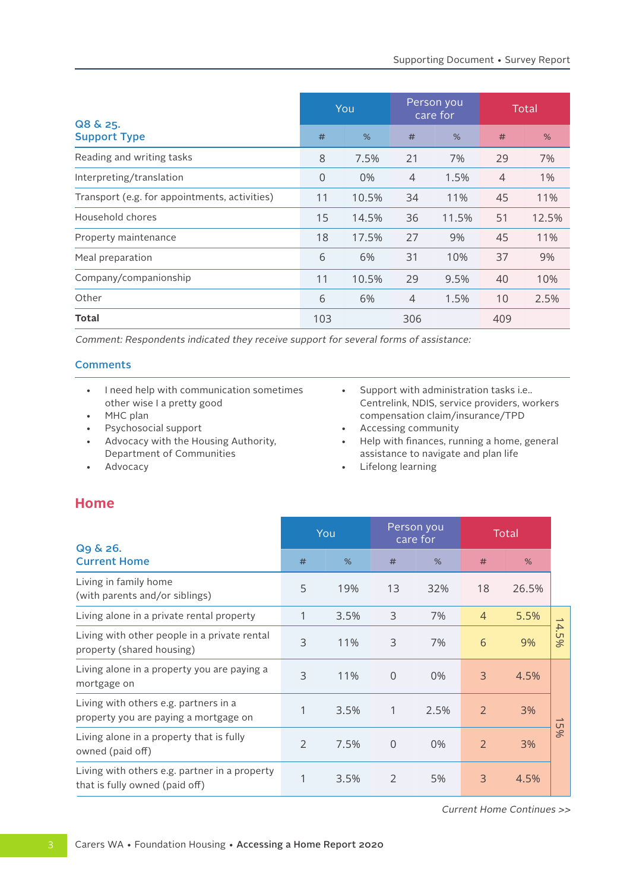| Q8 & 25. Support Type | You | | Person you care for | | Total | |
|---|---|---|---|---|---|---|
| | # | % | # | % | # | % |
| Reading and writing tasks | 8 | 7.5% | 21 | 7% | 29 | 7% |
| Interpreting/translation | 0 | 0% | 4 | 1.5% | 4 | 1% |
| Transport (e.g. for appointments, activities) | 11 | 10.5% | 34 | 11% | 45 | 11% |
| Household chores | 15 | 14.5% | 36 | 11.5% | 51 | 12.5% |
| Property maintenance | 18 | 17.5% | 27 | 9% | 45 | 11% |
| Meal preparation | 6 | 6% | 31 | 10% | 37 | 9% |
| Company/companionship | 11 | 10.5% | 29 | 9.5% | 40 | 10% |
| Other | 6 | 6% | 4 | 1.5% | 10 | 2.5% |
| **Total** | 103 | | 306 | | 409 | |

*Comment: Respondents indicated they receive support for several forms of assistance:*

### Comments

- I need help with communication sometimes other wise I a pretty good
- MHC plan
- Psychosocial support
- Advocacy with the Housing Authority, Department of Communities
- Advocacy
- Support with administration tasks i.e.. Centrelink, NDIS, service providers, workers compensation claim/insurance/TPD
- Accessing community
- Help with finances, running a home, general assistance to navigate and plan life
- Lifelong learning

## Home

| Q9 & 26. Current Home | You | | Person you care for | | Total | | |
|---|---|---|---|---|---|---|---|
| | # | % | # | % | # | % | |
| Living in family home (with parents and/or siblings) | 5 | 19% | 13 | 32% | 18 | 26.5% | |
| Living alone in a private rental property | 1 | 3.5% | 3 | 7% | 4 | 5.5% | 14.5% |
| Living with other people in a private rental property (shared housing) | 3 | 11% | 3 | 7% | 6 | 9% | |
| Living alone in a property you are paying a mortgage on | 3 | 11% | 0 | 0% | 3 | 4.5% | 15% |
| Living with others e.g. partners in a property you are paying a mortgage on | 1 | 3.5% | 1 | 2.5% | 2 | 3% | |
| Living alone in a property that is fully owned (paid off) | 2 | 7.5% | 0 | 0% | 2 | 3% | |
| Living with others e.g. partner in a property that is fully owned (paid off) | 1 | 3.5% | 2 | 5% | 3 | 4.5% | |

*Current Home Continues >>*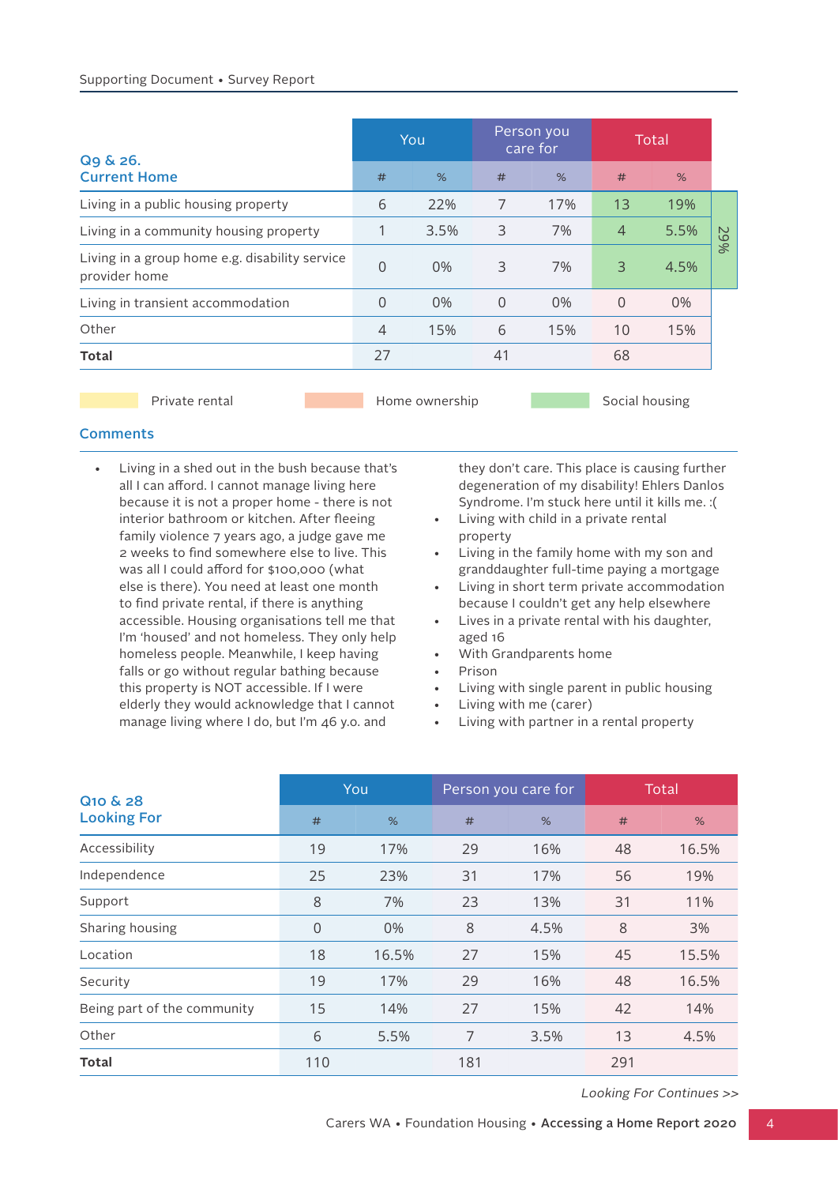| Q9 & 26. Current Home | You | | Person you care for | | Total | | |
|---|---|---|---|---|---|---|---|
| | # | % | # | % | # | % | |
| Living in a public housing property | 6 | 22% | 7 | 17% | 13 | 19% | 29% |
| Living in a community housing property | 1 | 3.5% | 3 | 7% | 4 | 5.5% | |
| Living in a group home e.g. disability service provider home | 0 | 0% | 3 | 7% | 3 | 4.5% | |
| Living in transient accommodation | 0 | 0% | 0 | 0% | 0 | 0% | |
| Other | 4 | 15% | 6 | 15% | 10 | 15% | |
| **Total** | 27 | | 41 | | 68 | | |

Private rental    Home ownership    Social housing

## Comments

- Living in a shed out in the bush because that's all I can afford. I cannot manage living here because it is not a proper home - there is not interior bathroom or kitchen. After fleeing family violence 7 years ago, a judge gave me 2 weeks to find somewhere else to live. This was all I could afford for $100,000 (what else is there). You need at least one month to find private rental, if there is anything accessible. Housing organisations tell me that I'm 'housed' and not homeless. They only help homeless people. Meanwhile, I keep having falls or go without regular bathing because this property is NOT accessible. If I were elderly they would acknowledge that I cannot manage living where I do, but I'm 46 y.o. and they don't care. This place is causing further degeneration of my disability! Ehlers Danlos Syndrome. I'm stuck here until it kills me. :(
- Living with child in a private rental property
- Living in the family home with my son and granddaughter full-time paying a mortgage
- Living in short term private accommodation because I couldn't get any help elsewhere
- Lives in a private rental with his daughter, aged 16
- With Grandparents home
- Prison
- Living with single parent in public housing
- Living with me (carer)
- Living with partner in a rental property

| Q10 & 28 Looking For | You | | Person you care for | | Total | |
|---|---|---|---|---|---|---|
| | # | % | # | % | # | % |
| Accessibility | 19 | 17% | 29 | 16% | 48 | 16.5% |
| Independence | 25 | 23% | 31 | 17% | 56 | 19% |
| Support | 8 | 7% | 23 | 13% | 31 | 11% |
| Sharing housing | 0 | 0% | 8 | 4.5% | 8 | 3% |
| Location | 18 | 16.5% | 27 | 15% | 45 | 15.5% |
| Security | 19 | 17% | 29 | 16% | 48 | 16.5% |
| Being part of the community | 15 | 14% | 27 | 15% | 42 | 14% |
| Other | 6 | 5.5% | 7 | 3.5% | 13 | 4.5% |
| **Total** | 110 | | 181 | | 291 | |

*Looking For Continues >>*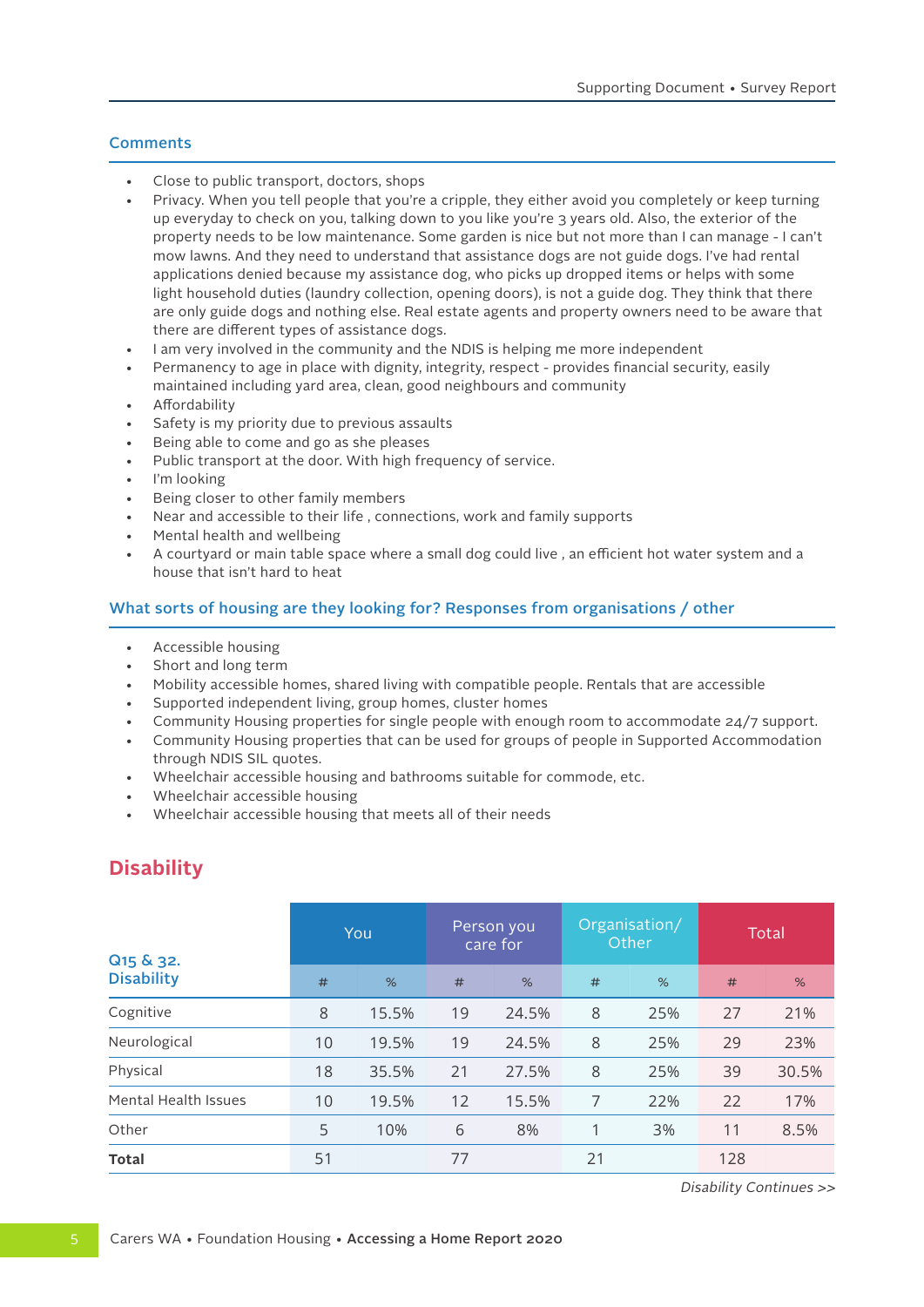### Comments

- Close to public transport, doctors, shops
- Privacy. When you tell people that you're a cripple, they either avoid you completely or keep turning up everyday to check on you, talking down to you like you're 3 years old. Also, the exterior of the property needs to be low maintenance. Some garden is nice but not more than I can manage - I can't mow lawns. And they need to understand that assistance dogs are not guide dogs. I've had rental applications denied because my assistance dog, who picks up dropped items or helps with some light household duties (laundry collection, opening doors), is not a guide dog. They think that there are only guide dogs and nothing else. Real estate agents and property owners need to be aware that there are different types of assistance dogs.
- I am very involved in the community and the NDIS is helping me more independent
- Permanency to age in place with dignity, integrity, respect - provides financial security, easily maintained including yard area, clean, good neighbours and community
- Affordability
- Safety is my priority due to previous assaults
- Being able to come and go as she pleases
- Public transport at the door. With high frequency of service.
- I'm looking
- Being closer to other family members
- Near and accessible to their life , connections, work and family supports
- Mental health and wellbeing
- A courtyard or main table space where a small dog could live , an efficient hot water system and a house that isn't hard to heat

### What sorts of housing are they looking for? Responses from organisations / other

- Accessible housing
- Short and long term
- Mobility accessible homes, shared living with compatible people. Rentals that are accessible
- Supported independent living, group homes, cluster homes
- Community Housing properties for single people with enough room to accommodate 24/7 support.
- Community Housing properties that can be used for groups of people in Supported Accommodation through NDIS SIL quotes.
- Wheelchair accessible housing and bathrooms suitable for commode, etc.
- Wheelchair accessible housing
- Wheelchair accessible housing that meets all of their needs

## Disability

| Q15 & 32. Disability | You | | Person you care for | | Organisation/ Other | | Total | |
|---|---|---|---|---|---|---|---|---|
| | # | % | # | % | # | % | # | % |
| Cognitive | 8 | 15.5% | 19 | 24.5% | 8 | 25% | 27 | 21% |
| Neurological | 10 | 19.5% | 19 | 24.5% | 8 | 25% | 29 | 23% |
| Physical | 18 | 35.5% | 21 | 27.5% | 8 | 25% | 39 | 30.5% |
| Mental Health Issues | 10 | 19.5% | 12 | 15.5% | 7 | 22% | 22 | 17% |
| Other | 5 | 10% | 6 | 8% | 1 | 3% | 11 | 8.5% |
| **Total** | 51 | | 77 | | 21 | | 128 | |

*Disability Continues >>*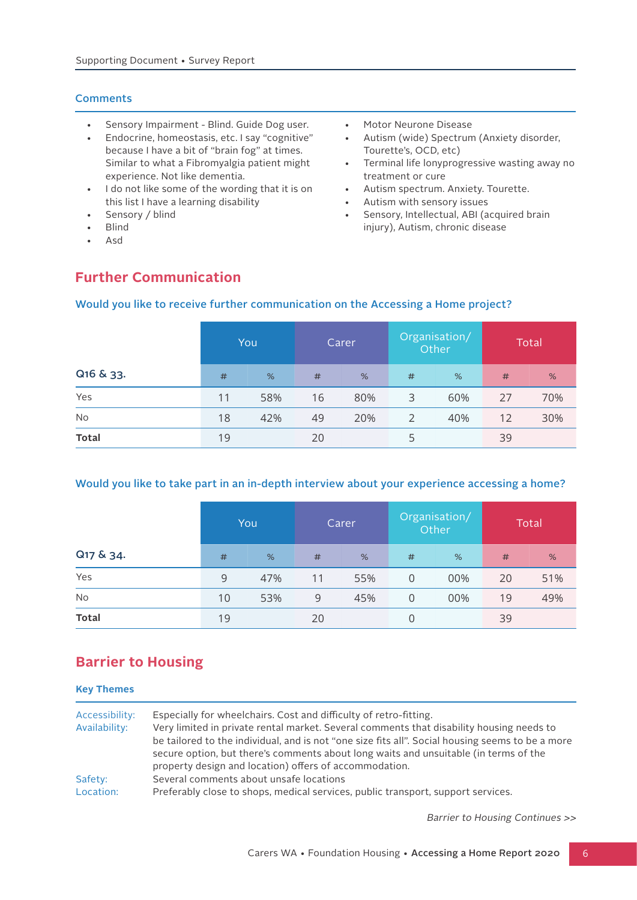### Comments

- Sensory Impairment - Blind. Guide Dog user.
- Endocrine, homeostasis, etc. I say "cognitive" because I have a bit of "brain fog" at times. Similar to what a Fibromyalgia patient might experience. Not like dementia.
- I do not like some of the wording that it is on this list I have a learning disability
- Sensory / blind
- Blind
- Asd
- Motor Neurone Disease
- Autism (wide) Spectrum (Anxiety disorder, Tourette's, OCD, etc)
- Terminal life lonyprogressive wasting away no treatment or cure
- Autism spectrum. Anxiety. Tourette.
- Autism with sensory issues
- Sensory, Intellectual, ABI (acquired brain injury), Autism, chronic disease

## Further Communication

### Would you like to receive further communication on the Accessing a Home project?

| | You | | Carer | | Organisation/ Other | | Total | |
|---|---|---|---|---|---|---|---|---|
| **Q16 & 33.** | # | % | # | % | # | % | # | % |
| Yes | 11 | 58% | 16 | 80% | 3 | 60% | 27 | 70% |
| No | 18 | 42% | 49 | 20% | 2 | 40% | 12 | 30% |
| **Total** | 19 | | 20 | | 5 | | 39 | |

### Would you like to take part in an in-depth interview about your experience accessing a home?

| | You | | Carer | | Organisation/ Other | | Total | |
|---|---|---|---|---|---|---|---|---|
| **Q17 & 34.** | # | % | # | % | # | % | # | % |
| Yes | 9 | 47% | 11 | 55% | 0 | 00% | 20 | 51% |
| No | 10 | 53% | 9 | 45% | 0 | 00% | 19 | 49% |
| **Total** | 19 | | 20 | | 0 | | 39 | |

## Barrier to Housing

### Key Themes

Accessibility: Especially for wheelchairs. Cost and difficulty of retro-fitting.

Availability: Very limited in private rental market. Several comments that disability housing needs to be tailored to the individual, and is not "one size fits all". Social housing seems to be a more secure option, but there's comments about long waits and unsuitable (in terms of the property design and location) offers of accommodation.

Safety: Several comments about unsafe locations

Location: Preferably close to shops, medical services, public transport, support services.

*Barrier to Housing Continues >>*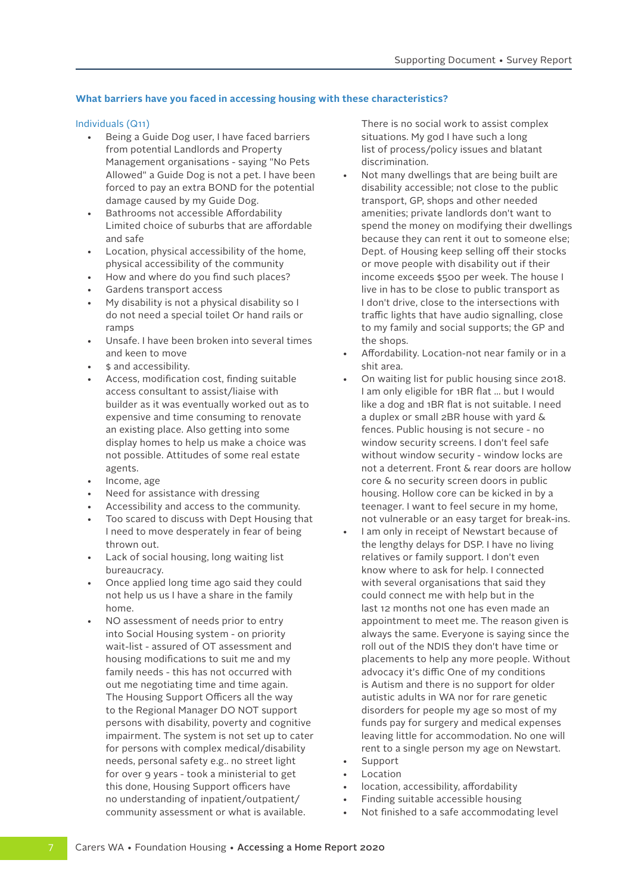**What barriers have you faced in accessing housing with these characteristics?**

Individuals (Q11)

- Being a Guide Dog user, I have faced barriers from potential Landlords and Property Management organisations - saying "No Pets Allowed" a Guide Dog is not a pet. I have been forced to pay an extra BOND for the potential damage caused by my Guide Dog.
- Bathrooms not accessible Affordability Limited choice of suburbs that are affordable and safe
- Location, physical accessibility of the home, physical accessibility of the community
- How and where do you find such places?
- Gardens transport access
- My disability is not a physical disability so I do not need a special toilet Or hand rails or ramps
- Unsafe. I have been broken into several times and keen to move
- $ and accessibility.
- Access, modification cost, finding suitable access consultant to assist/liaise with builder as it was eventually worked out as to expensive and time consuming to renovate an existing place. Also getting into some display homes to help us make a choice was not possible. Attitudes of some real estate agents.
- Income, age
- Need for assistance with dressing
- Accessibility and access to the community.
- Too scared to discuss with Dept Housing that I need to move desperately in fear of being thrown out.
- Lack of social housing, long waiting list bureaucracy.
- Once applied long time ago said they could not help us us I have a share in the family home.
- NO assessment of needs prior to entry into Social Housing system - on priority wait-list - assured of OT assessment and housing modifications to suit me and my family needs - this has not occurred with out me negotiating time and time again. The Housing Support Officers all the way to the Regional Manager DO NOT support persons with disability, poverty and cognitive impairment. The system is not set up to cater for persons with complex medical/disability needs, personal safety e.g.. no street light for over 9 years - took a ministerial to get this done, Housing Support officers have no understanding of inpatient/outpatient/community assessment or what is available. There is no social work to assist complex situations. My god I have such a long list of process/policy issues and blatant discrimination.
- Not many dwellings that are being built are disability accessible; not close to the public transport, GP, shops and other needed amenities; private landlords don't want to spend the money on modifying their dwellings because they can rent it out to someone else; Dept. of Housing keep selling off their stocks or move people with disability out if their income exceeds $500 per week. The house I live in has to be close to public transport as I don't drive, close to the intersections with traffic lights that have audio signalling, close to my family and social supports; the GP and the shops.
- Affordability. Location-not near family or in a shit area.
- On waiting list for public housing since 2018. I am only eligible for 1BR flat ... but I would like a dog and 1BR flat is not suitable. I need a duplex or small 2BR house with yard & fences. Public housing is not secure - no window security screens. I don't feel safe without window security - window locks are not a deterrent. Front & rear doors are hollow core & no security screen doors in public housing. Hollow core can be kicked in by a teenager. I want to feel secure in my home, not vulnerable or an easy target for break-ins.
- I am only in receipt of Newstart because of the lengthy delays for DSP. I have no living relatives or family support. I don't even know where to ask for help. I connected with several organisations that said they could connect me with help but in the last 12 months not one has even made an appointment to meet me. The reason given is always the same. Everyone is saying since the roll out of the NDIS they don't have time or placements to help any more people. Without advocacy it's diffic One of my conditions is Autism and there is no support for older autistic adults in WA nor for rare genetic disorders for people my age so most of my funds pay for surgery and medical expenses leaving little for accommodation. No one will rent to a single person my age on Newstart.
- Support
- Location
- location, accessibility, affordability
- Finding suitable accessible housing
- Not finished to a safe accommodating level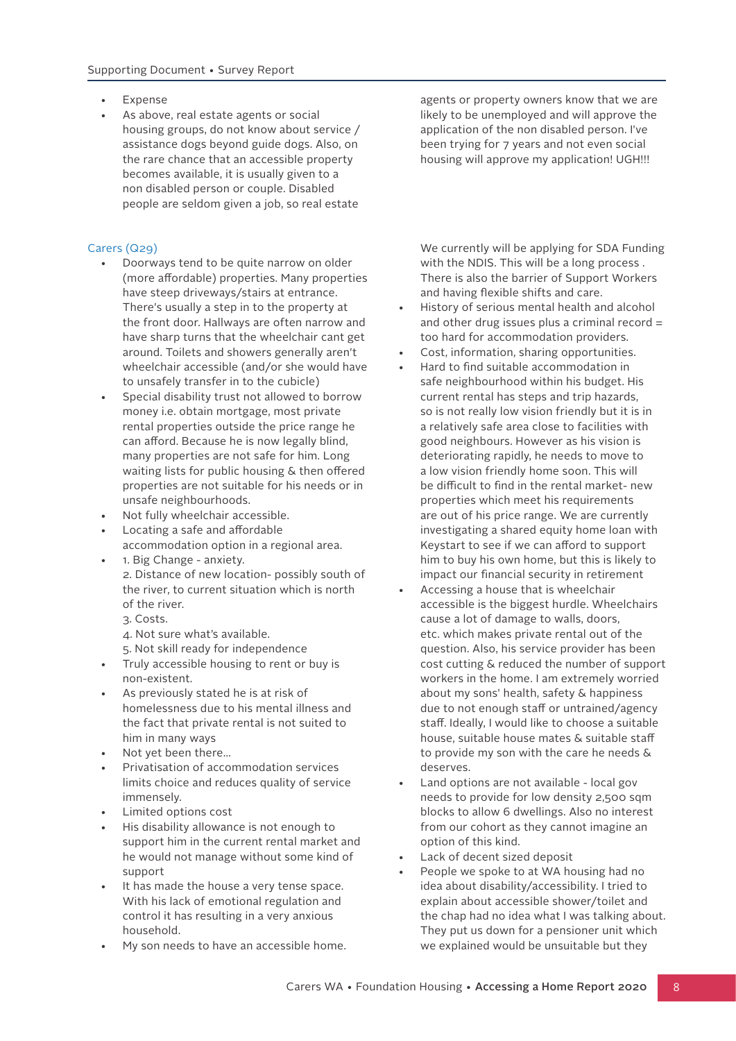- Expense
- As above, real estate agents or social housing groups, do not know about service / assistance dogs beyond guide dogs. Also, on the rare chance that an accessible property becomes available, it is usually given to a non disabled person or couple. Disabled people are seldom given a job, so real estate agents or property owners know that we are likely to be unemployed and will approve the application of the non disabled person. I've been trying for 7 years and not even social housing will approve my application! UGH!!!

### Carers (Q29)

- Doorways tend to be quite narrow on older (more affordable) properties. Many properties have steep driveways/stairs at entrance. There's usually a step in to the property at the front door. Hallways are often narrow and have sharp turns that the wheelchair cant get around. Toilets and showers generally aren't wheelchair accessible (and/or she would have to unsafely transfer in to the cubicle)
- Special disability trust not allowed to borrow money i.e. obtain mortgage, most private rental properties outside the price range he can afford. Because he is now legally blind, many properties are not safe for him. Long waiting lists for public housing & then offered properties are not suitable for his needs or in unsafe neighbourhoods.
- Not fully wheelchair accessible.
- Locating a safe and affordable accommodation option in a regional area.
- 1. Big Change - anxiety.
  2. Distance of new location- possibly south of the river, to current situation which is north of the river.
  3. Costs.
  4. Not sure what's available.
  5. Not skill ready for independence
- Truly accessible housing to rent or buy is non-existent.
- As previously stated he is at risk of homelessness due to his mental illness and the fact that private rental is not suited to him in many ways
- Not yet been there...
- Privatisation of accommodation services limits choice and reduces quality of service immensely.
- Limited options cost
- His disability allowance is not enough to support him in the current rental market and he would not manage without some kind of support
- It has made the house a very tense space. With his lack of emotional regulation and control it has resulting in a very anxious household.
- My son needs to have an accessible home. We currently will be applying for SDA Funding with the NDIS. This will be a long process . There is also the barrier of Support Workers and having flexible shifts and care.
- History of serious mental health and alcohol and other drug issues plus a criminal record = too hard for accommodation providers.
- Cost, information, sharing opportunities.
- Hard to find suitable accommodation in safe neighbourhood within his budget. His current rental has steps and trip hazards, so is not really low vision friendly but it is in a relatively safe area close to facilities with good neighbours. However as his vision is deteriorating rapidly, he needs to move to a low vision friendly home soon. This will be difficult to find in the rental market- new properties which meet his requirements are out of his price range. We are currently investigating a shared equity home loan with Keystart to see if we can afford to support him to buy his own home, but this is likely to impact our financial security in retirement
- Accessing a house that is wheelchair accessible is the biggest hurdle. Wheelchairs cause a lot of damage to walls, doors, etc. which makes private rental out of the question. Also, his service provider has been cost cutting & reduced the number of support workers in the home. I am extremely worried about my sons' health, safety & happiness due to not enough staff or untrained/agency staff. Ideally, I would like to choose a suitable house, suitable house mates & suitable staff to provide my son with the care he needs & deserves.
- Land options are not available - local gov needs to provide for low density 2,500 sqm blocks to allow 6 dwellings. Also no interest from our cohort as they cannot imagine an option of this kind.
- Lack of decent sized deposit
- People we spoke to at WA housing had no idea about disability/accessibility. I tried to explain about accessible shower/toilet and the chap had no idea what I was talking about. They put us down for a pensioner unit which we explained would be unsuitable but they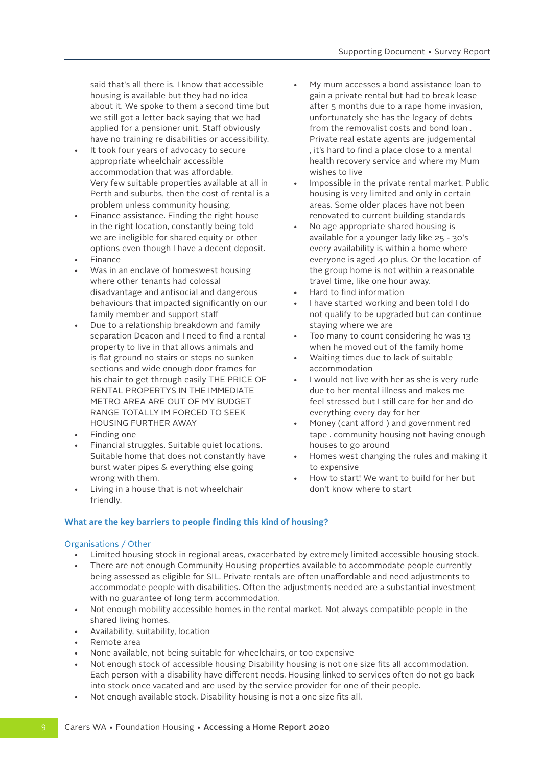said that's all there is. I know that accessible housing is available but they had no idea about it. We spoke to them a second time but we still got a letter back saying that we had applied for a pensioner unit. Staff obviously have no training re disabilities or accessibility.

- It took four years of advocacy to secure appropriate wheelchair accessible accommodation that was affordable. Very few suitable properties available at all in Perth and suburbs, then the cost of rental is a problem unless community housing.
- Finance assistance. Finding the right house in the right location, constantly being told we are ineligible for shared equity or other options even though I have a decent deposit.
- Finance
- Was in an enclave of homeswest housing where other tenants had colossal disadvantage and antisocial and dangerous behaviours that impacted significantly on our family member and support staff
- Due to a relationship breakdown and family separation Deacon and I need to find a rental property to live in that allows animals and is flat ground no stairs or steps no sunken sections and wide enough door frames for his chair to get through easily THE PRICE OF RENTAL PROPERTYS IN THE IMMEDIATE METRO AREA ARE OUT OF MY BUDGET RANGE TOTALLY IM FORCED TO SEEK HOUSING FURTHER AWAY
- Finding one
- Financial struggles. Suitable quiet locations. Suitable home that does not constantly have burst water pipes & everything else going wrong with them.
- Living in a house that is not wheelchair friendly.
- My mum accesses a bond assistance loan to gain a private rental but had to break lease after 5 months due to a rape home invasion, unfortunately she has the legacy of debts from the removalist costs and bond loan . Private real estate agents are judgemental , it's hard to find a place close to a mental health recovery service and where my Mum wishes to live
- Impossible in the private rental market. Public housing is very limited and only in certain areas. Some older places have not been renovated to current building standards
- No age appropriate shared housing is available for a younger lady like 25 - 30's every availability is within a home where everyone is aged 40 plus. Or the location of the group home is not within a reasonable travel time, like one hour away.
- Hard to find information
- I have started working and been told I do not qualify to be upgraded but can continue staying where we are
- Too many to count considering he was 13 when he moved out of the family home
- Waiting times due to lack of suitable accommodation
- I would not live with her as she is very rude due to her mental illness and makes me feel stressed but I still care for her and do everything every day for her
- Money (cant afford ) and government red tape . community housing not having enough houses to go around
- Homes west changing the rules and making it to expensive
- How to start! We want to build for her but don't know where to start

## What are the key barriers to people finding this kind of housing?

### Organisations / Other

- Limited housing stock in regional areas, exacerbated by extremely limited accessible housing stock.
- There are not enough Community Housing properties available to accommodate people currently being assessed as eligible for SIL. Private rentals are often unaffordable and need adjustments to accommodate people with disabilities. Often the adjustments needed are a substantial investment with no guarantee of long term accommodation.
- Not enough mobility accessible homes in the rental market. Not always compatible people in the shared living homes.
- Availability, suitability, location
- Remote area
- None available, not being suitable for wheelchairs, or too expensive
- Not enough stock of accessible housing Disability housing is not one size fits all accommodation. Each person with a disability have different needs. Housing linked to services often do not go back into stock once vacated and are used by the service provider for one of their people.
- Not enough available stock. Disability housing is not a one size fits all.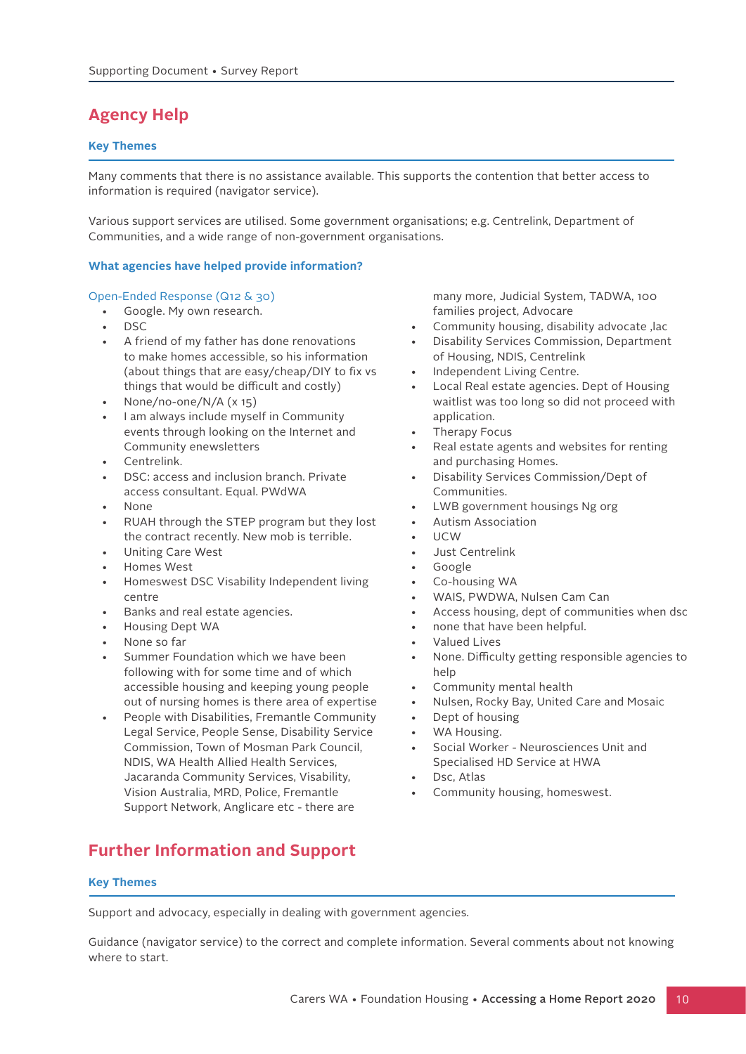## Agency Help

### Key Themes

Many comments that there is no assistance available. This supports the contention that better access to information is required (navigator service).

Various support services are utilised. Some government organisations; e.g. Centrelink, Department of Communities, and a wide range of non-government organisations.

### What agencies have helped provide information?

Open-Ended Response (Q12 & 30)

- Google. My own research.
- DSC
- A friend of my father has done renovations to make homes accessible, so his information (about things that are easy/cheap/DIY to fix vs things that would be difficult and costly)
- None/no-one/N/A (x 15)
- I am always include myself in Community events through looking on the Internet and Community enewsletters
- Centrelink.
- DSC: access and inclusion branch. Private access consultant. Equal. PWdWA
- None
- RUAH through the STEP program but they lost the contract recently. New mob is terrible.
- Uniting Care West
- Homes West
- Homeswest DSC Visability Independent living centre
- Banks and real estate agencies.
- Housing Dept WA
- None so far
- Summer Foundation which we have been following with for some time and of which accessible housing and keeping young people out of nursing homes is there area of expertise
- People with Disabilities, Fremantle Community Legal Service, People Sense, Disability Service Commission, Town of Mosman Park Council, NDIS, WA Health Allied Health Services, Jacaranda Community Services, Visability, Vision Australia, MRD, Police, Fremantle Support Network, Anglicare etc - there are many more, Judicial System, TADWA, 100 families project, Advocare
- Community housing, disability advocate ,lac
- Disability Services Commission, Department of Housing, NDIS, Centrelink
- Independent Living Centre.
- Local Real estate agencies. Dept of Housing waitlist was too long so did not proceed with application.
- Therapy Focus
- Real estate agents and websites for renting and purchasing Homes.
- Disability Services Commission/Dept of Communities.
- LWB government housings Ng org
- Autism Association
- UCW
- Just Centrelink
- Google
- Co-housing WA
- WAIS, PWDWA, Nulsen Cam Can
- Access housing, dept of communities when dsc
- none that have been helpful.
- Valued Lives
- None. Difficulty getting responsible agencies to help
- Community mental health
- Nulsen, Rocky Bay, United Care and Mosaic
- Dept of housing
- WA Housing.
- Social Worker - Neurosciences Unit and Specialised HD Service at HWA
- Dsc, Atlas
- Community housing, homeswest.

## Further Information and Support

### Key Themes

Support and advocacy, especially in dealing with government agencies.

Guidance (navigator service) to the correct and complete information. Several comments about not knowing where to start.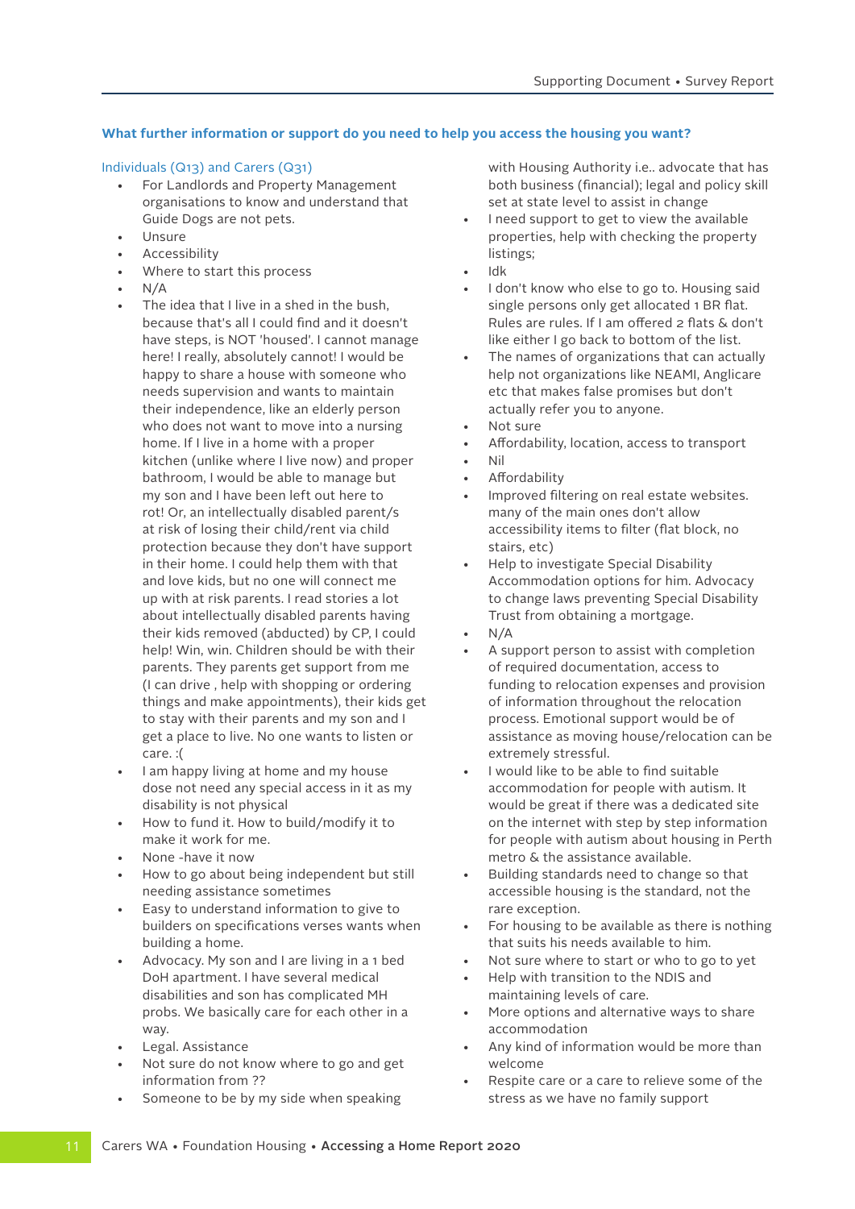### What further information or support do you need to help you access the housing you want?

Individuals (Q13) and Carers (Q31)

- For Landlords and Property Management organisations to know and understand that Guide Dogs are not pets.
- Unsure
- Accessibility
- Where to start this process
- N/A
- The idea that I live in a shed in the bush, because that's all I could find and it doesn't have steps, is NOT 'housed'. I cannot manage here! I really, absolutely cannot! I would be happy to share a house with someone who needs supervision and wants to maintain their independence, like an elderly person who does not want to move into a nursing home. If I live in a home with a proper kitchen (unlike where I live now) and proper bathroom, I would be able to manage but my son and I have been left out here to rot! Or, an intellectually disabled parent/s at risk of losing their child/rent via child protection because they don't have support in their home. I could help them with that and love kids, but no one will connect me up with at risk parents. I read stories a lot about intellectually disabled parents having their kids removed (abducted) by CP, I could help! Win, win. Children should be with their parents. They parents get support from me (I can drive , help with shopping or ordering things and make appointments), their kids get to stay with their parents and my son and I get a place to live. No one wants to listen or care. :(
- I am happy living at home and my house dose not need any special access in it as my disability is not physical
- How to fund it. How to build/modify it to make it work for me.
- None -have it now
- How to go about being independent but still needing assistance sometimes
- Easy to understand information to give to builders on specifications verses wants when building a home.
- Advocacy. My son and I are living in a 1 bed DoH apartment. I have several medical disabilities and son has complicated MH probs. We basically care for each other in a way.
- Legal. Assistance
- Not sure do not know where to go and get information from ??
- Someone to be by my side when speaking with Housing Authority i.e.. advocate that has both business (financial); legal and policy skill set at state level to assist in change
- I need support to get to view the available properties, help with checking the property listings;
- Idk
- I don't know who else to go to. Housing said single persons only get allocated 1 BR flat. Rules are rules. If I am offered 2 flats & don't like either I go back to bottom of the list.
- The names of organizations that can actually help not organizations like NEAMI, Anglicare etc that makes false promises but don't actually refer you to anyone.
- Not sure
- Affordability, location, access to transport
- Nil
- Affordability
- Improved filtering on real estate websites. many of the main ones don't allow accessibility items to filter (flat block, no stairs, etc)
- Help to investigate Special Disability Accommodation options for him. Advocacy to change laws preventing Special Disability Trust from obtaining a mortgage.
- N/A
- A support person to assist with completion of required documentation, access to funding to relocation expenses and provision of information throughout the relocation process. Emotional support would be of assistance as moving house/relocation can be extremely stressful.
- I would like to be able to find suitable accommodation for people with autism. It would be great if there was a dedicated site on the internet with step by step information for people with autism about housing in Perth metro & the assistance available.
- Building standards need to change so that accessible housing is the standard, not the rare exception.
- For housing to be available as there is nothing that suits his needs available to him.
- Not sure where to start or who to go to yet
- Help with transition to the NDIS and maintaining levels of care.
- More options and alternative ways to share accommodation
- Any kind of information would be more than welcome
- Respite care or a care to relieve some of the stress as we have no family support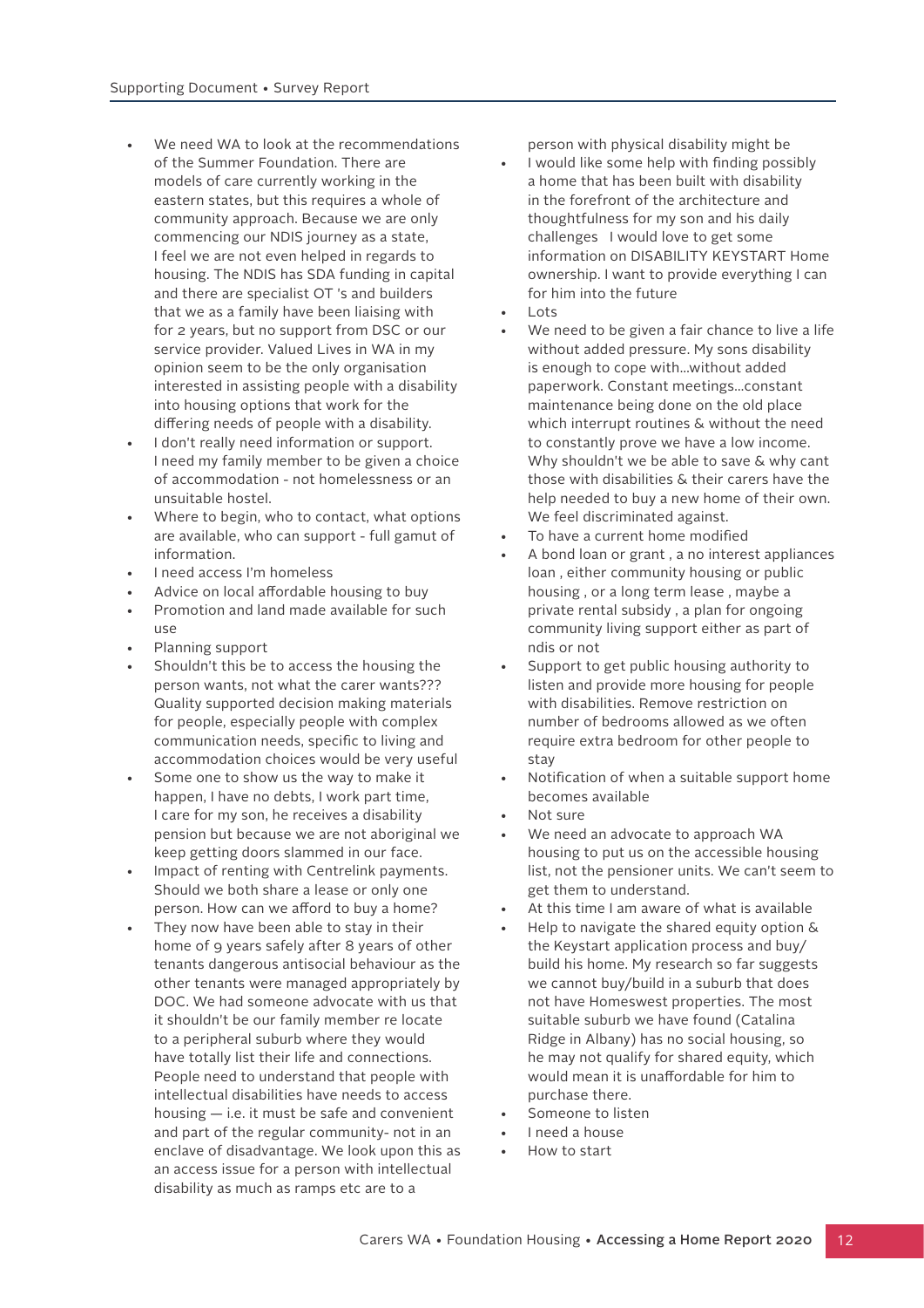- We need WA to look at the recommendations of the Summer Foundation. There are models of care currently working in the eastern states, but this requires a whole of community approach. Because we are only commencing our NDIS journey as a state, I feel we are not even helped in regards to housing. The NDIS has SDA funding in capital and there are specialist OT 's and builders that we as a family have been liaising with for 2 years, but no support from DSC or our service provider. Valued Lives in WA in my opinion seem to be the only organisation interested in assisting people with a disability into housing options that work for the differing needs of people with a disability.
- I don't really need information or support. I need my family member to be given a choice of accommodation - not homelessness or an unsuitable hostel.
- Where to begin, who to contact, what options are available, who can support - full gamut of information.
- I need access I'm homeless
- Advice on local affordable housing to buy
- Promotion and land made available for such use
- Planning support
- Shouldn't this be to access the housing the person wants, not what the carer wants??? Quality supported decision making materials for people, especially people with complex communication needs, specific to living and accommodation choices would be very useful
- Some one to show us the way to make it happen, I have no debts, I work part time, I care for my son, he receives a disability pension but because we are not aboriginal we keep getting doors slammed in our face.
- Impact of renting with Centrelink payments. Should we both share a lease or only one person. How can we afford to buy a home?
- They now have been able to stay in their home of 9 years safely after 8 years of other tenants dangerous antisocial behaviour as the other tenants were managed appropriately by DOC. We had someone advocate with us that it shouldn't be our family member re locate to a peripheral suburb where they would have totally list their life and connections. People need to understand that people with intellectual disabilities have needs to access housing — i.e. it must be safe and convenient and part of the regular community- not in an enclave of disadvantage. We look upon this as an access issue for a person with intellectual disability as much as ramps etc are to a person with physical disability might be
- I would like some help with finding possibly a home that has been built with disability in the forefront of the architecture and thoughtfulness for my son and his daily challenges   I would love to get some information on DISABILITY KEYSTART Home ownership. I want to provide everything I can for him into the future
- Lots
- We need to be given a fair chance to live a life without added pressure. My sons disability is enough to cope with...without added paperwork. Constant meetings...constant maintenance being done on the old place which interrupt routines & without the need to constantly prove we have a low income. Why shouldn't we be able to save & why cant those with disabilities & their carers have the help needed to buy a new home of their own. We feel discriminated against.
- To have a current home modified
- A bond loan or grant , a no interest appliances loan , either community housing or public housing , or a long term lease , maybe a private rental subsidy , a plan for ongoing community living support either as part of ndis or not
- Support to get public housing authority to listen and provide more housing for people with disabilities. Remove restriction on number of bedrooms allowed as we often require extra bedroom for other people to stay
- Notification of when a suitable support home becomes available
- Not sure
- We need an advocate to approach WA housing to put us on the accessible housing list, not the pensioner units. We can't seem to get them to understand.
- At this time I am aware of what is available
- Help to navigate the shared equity option & the Keystart application process and buy/build his home. My research so far suggests we cannot buy/build in a suburb that does not have Homeswest properties. The most suitable suburb we have found (Catalina Ridge in Albany) has no social housing, so he may not qualify for shared equity, which would mean it is unaffordable for him to purchase there.
- Someone to listen
- I need a house
- How to start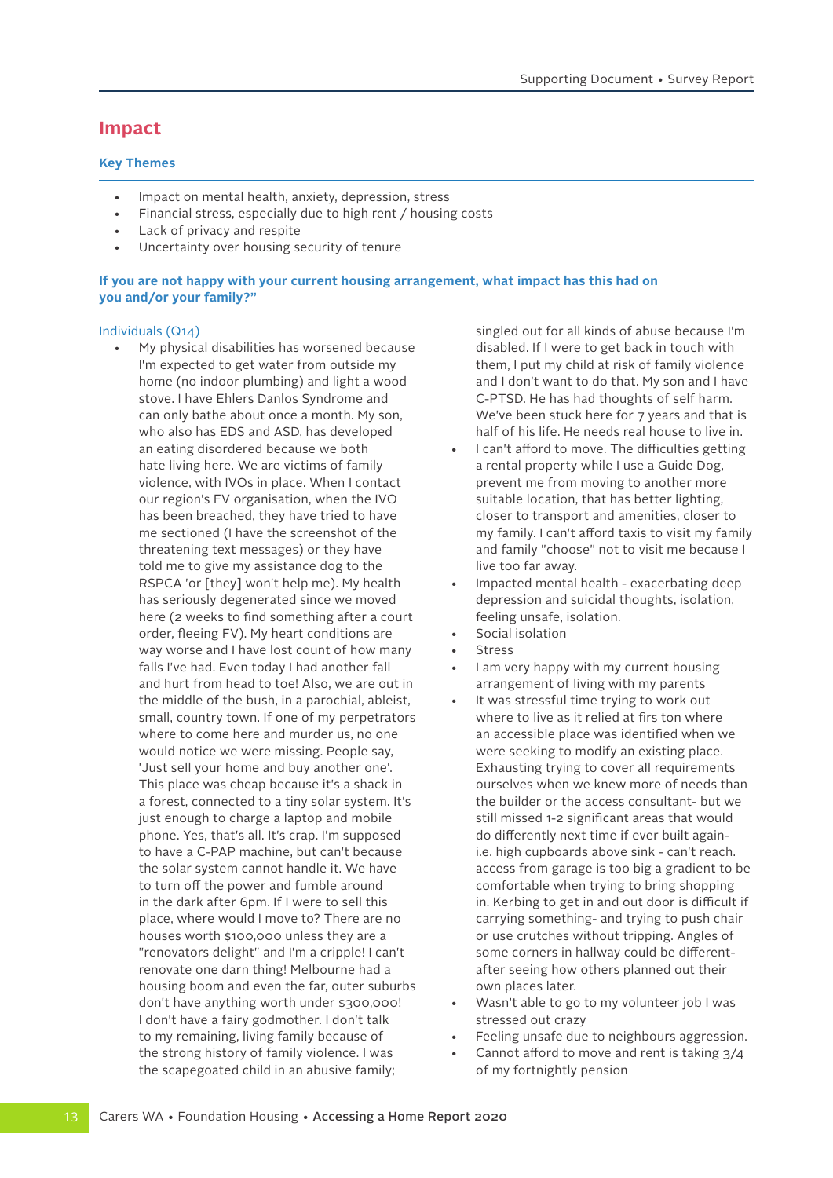## Impact

### Key Themes

- Impact on mental health, anxiety, depression, stress
- Financial stress, especially due to high rent / housing costs
- Lack of privacy and respite
- Uncertainty over housing security of tenure

**If you are not happy with your current housing arrangement, what impact has this had on you and/or your family?"**

Individuals (Q14)

- My physical disabilities has worsened because I'm expected to get water from outside my home (no indoor plumbing) and light a wood stove. I have Ehlers Danlos Syndrome and can only bathe about once a month. My son, who also has EDS and ASD, has developed an eating disordered because we both hate living here. We are victims of family violence, with IVOs in place. When I contact our region's FV organisation, when the IVO has been breached, they have tried to have me sectioned (I have the screenshot of the threatening text messages) or they have told me to give my assistance dog to the RSPCA 'or [they] won't help me). My health has seriously degenerated since we moved here (2 weeks to find something after a court order, fleeing FV). My heart conditions are way worse and I have lost count of how many falls I've had. Even today I had another fall and hurt from head to toe! Also, we are out in the middle of the bush, in a parochial, ableist, small, country town. If one of my perpetrators where to come here and murder us, no one would notice we were missing. People say, 'Just sell your home and buy another one'. This place was cheap because it's a shack in a forest, connected to a tiny solar system. It's just enough to charge a laptop and mobile phone. Yes, that's all. It's crap. I'm supposed to have a C-PAP machine, but can't because the solar system cannot handle it. We have to turn off the power and fumble around in the dark after 6pm. If I were to sell this place, where would I move to? There are no houses worth $100,000 unless they are a "renovators delight" and I'm a cripple! I can't renovate one darn thing! Melbourne had a housing boom and even the far, outer suburbs don't have anything worth under $300,000! I don't have a fairy godmother. I don't talk to my remaining, living family because of the strong history of family violence. I was the scapegoated child in an abusive family; singled out for all kinds of abuse because I'm disabled. If I were to get back in touch with them, I put my child at risk of family violence and I don't want to do that. My son and I have C-PTSD. He has had thoughts of self harm. We've been stuck here for 7 years and that is half of his life. He needs real house to live in.
- I can't afford to move. The difficulties getting a rental property while I use a Guide Dog, prevent me from moving to another more suitable location, that has better lighting, closer to transport and amenities, closer to my family. I can't afford taxis to visit my family and family "choose" not to visit me because I live too far away.
- Impacted mental health - exacerbating deep depression and suicidal thoughts, isolation, feeling unsafe, isolation.
- Social isolation
- Stress
- I am very happy with my current housing arrangement of living with my parents
- It was stressful time trying to work out where to live as it relied at firs ton where an accessible place was identified when we were seeking to modify an existing place. Exhausting trying to cover all requirements ourselves when we knew more of needs than the builder or the access consultant- but we still missed 1-2 significant areas that would do differently next time if ever built again- i.e. high cupboards above sink - can't reach. access from garage is too big a gradient to be comfortable when trying to bring shopping in. Kerbing to get in and out door is difficult if carrying something- and trying to push chair or use crutches without tripping. Angles of some corners in hallway could be different- after seeing how others planned out their own places later.
- Wasn't able to go to my volunteer job I was stressed out crazy
- Feeling unsafe due to neighbours aggression.
- Cannot afford to move and rent is taking 3/4 of my fortnightly pension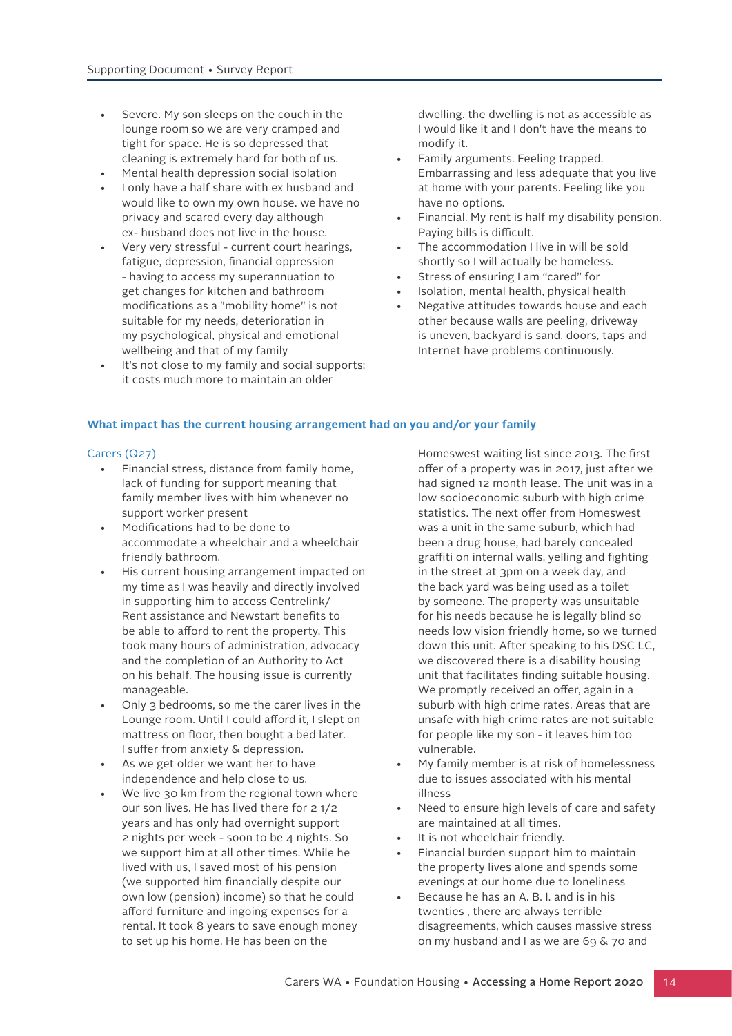- Severe. My son sleeps on the couch in the lounge room so we are very cramped and tight for space. He is so depressed that cleaning is extremely hard for both of us.
- Mental health depression social isolation
- I only have a half share with ex husband and would like to own my own house. we have no privacy and scared every day although ex- husband does not live in the house.
- Very very stressful - current court hearings, fatigue, depression, financial oppression - having to access my superannuation to get changes for kitchen and bathroom modifications as a "mobility home" is not suitable for my needs, deterioration in my psychological, physical and emotional wellbeing and that of my family
- It's not close to my family and social supports; it costs much more to maintain an older dwelling. the dwelling is not as accessible as I would like it and I don't have the means to modify it.
- Family arguments. Feeling trapped. Embarrassing and less adequate that you live at home with your parents. Feeling like you have no options.
- Financial. My rent is half my disability pension. Paying bills is difficult.
- The accommodation I live in will be sold shortly so I will actually be homeless.
- Stress of ensuring I am "cared" for
- Isolation, mental health, physical health
- Negative attitudes towards house and each other because walls are peeling, driveway is uneven, backyard is sand, doors, taps and Internet have problems continuously.

## What impact has the current housing arrangement had on you and/or your family

### Carers (Q27)

- Financial stress, distance from family home, lack of funding for support meaning that family member lives with him whenever no support worker present
- Modifications had to be done to accommodate a wheelchair and a wheelchair friendly bathroom.
- His current housing arrangement impacted on my time as I was heavily and directly involved in supporting him to access Centrelink/ Rent assistance and Newstart benefits to be able to afford to rent the property. This took many hours of administration, advocacy and the completion of an Authority to Act on his behalf. The housing issue is currently manageable.
- Only 3 bedrooms, so me the carer lives in the Lounge room. Until I could afford it, I slept on mattress on floor, then bought a bed later. I suffer from anxiety & depression.
- As we get older we want her to have independence and help close to us.
- We live 30 km from the regional town where our son lives. He has lived there for 2 1/2 years and has only had overnight support 2 nights per week - soon to be 4 nights. So we support him at all other times. While he lived with us, I saved most of his pension (we supported him financially despite our own low (pension) income) so that he could afford furniture and ingoing expenses for a rental. It took 8 years to save enough money to set up his home. He has been on the Homeswest waiting list since 2013. The first offer of a property was in 2017, just after we had signed 12 month lease. The unit was in a low socioeconomic suburb with high crime statistics. The next offer from Homeswest was a unit in the same suburb, which had been a drug house, had barely concealed graffiti on internal walls, yelling and fighting in the street at 3pm on a week day, and the back yard was being used as a toilet by someone. The property was unsuitable for his needs because he is legally blind so needs low vision friendly home, so we turned down this unit. After speaking to his DSC LC, we discovered there is a disability housing unit that facilitates finding suitable housing. We promptly received an offer, again in a suburb with high crime rates. Areas that are unsafe with high crime rates are not suitable for people like my son - it leaves him too vulnerable.
- My family member is at risk of homelessness due to issues associated with his mental illness
- Need to ensure high levels of care and safety are maintained at all times.
- It is not wheelchair friendly.
- Financial burden support him to maintain the property lives alone and spends some evenings at our home due to loneliness
- Because he has an A. B. I. and is in his twenties , there are always terrible disagreements, which causes massive stress on my husband and I as we are 69 & 70 and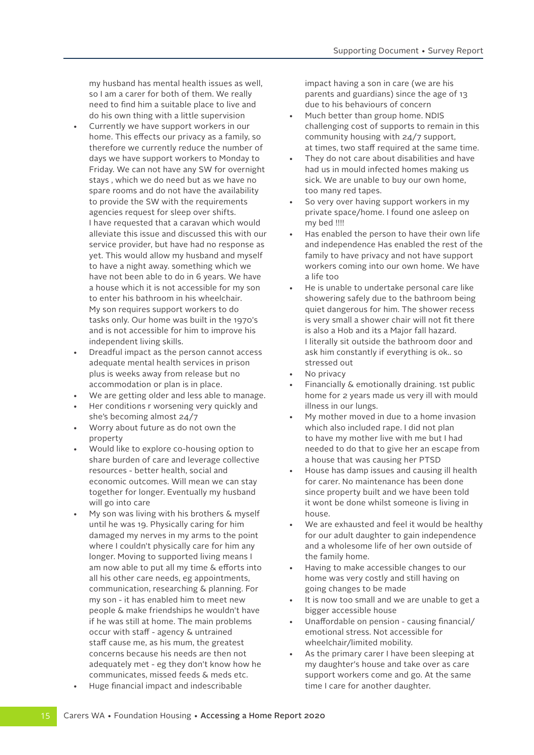my husband has mental health issues as well, so I am a carer for both of them. We really need to find him a suitable place to live and do his own thing with a little supervision

- Currently we have support workers in our home. This effects our privacy as a family, so therefore we currently reduce the number of days we have support workers to Monday to Friday. We can not have any SW for overnight stays , which we do need but as we have no spare rooms and do not have the availability to provide the SW with the requirements agencies request for sleep over shifts. I have requested that a caravan which would alleviate this issue and discussed this with our service provider, but have had no response as yet. This would allow my husband and myself to have a night away. something which we have not been able to do in 6 years. We have a house which it is not accessible for my son to enter his bathroom in his wheelchair. My son requires support workers to do tasks only. Our home was built in the 1970's and is not accessible for him to improve his independent living skills.
- Dreadful impact as the person cannot access adequate mental health services in prison plus is weeks away from release but no accommodation or plan is in place.
- We are getting older and less able to manage.
- Her conditions r worsening very quickly and she's becoming almost 24/7
- Worry about future as do not own the property
- Would like to explore co-housing option to share burden of care and leverage collective resources - better health, social and economic outcomes. Will mean we can stay together for longer. Eventually my husband will go into care
- My son was living with his brothers & myself until he was 19. Physically caring for him damaged my nerves in my arms to the point where I couldn't physically care for him any longer. Moving to supported living means I am now able to put all my time & efforts into all his other care needs, eg appointments, communication, researching & planning. For my son - it has enabled him to meet new people & make friendships he wouldn't have if he was still at home. The main problems occur with staff - agency & untrained staff cause me, as his mum, the greatest concerns because his needs are then not adequately met - eg they don't know how he communicates, missed feeds & meds etc.
- Huge financial impact and indescribable impact having a son in care (we are his parents and guardians) since the age of 13 due to his behaviours of concern
- Much better than group home. NDIS challenging cost of supports to remain in this community housing with 24/7 support, at times, two staff required at the same time.
- They do not care about disabilities and have had us in mould infected homes making us sick. We are unable to buy our own home, too many red tapes.
- So very over having support workers in my private space/home. I found one asleep on my bed !!!!
- Has enabled the person to have their own life and independence Has enabled the rest of the family to have privacy and not have support workers coming into our own home. We have a life too
- He is unable to undertake personal care like showering safely due to the bathroom being quiet dangerous for him. The shower recess is very small a shower chair will not fit there is also a Hob and its a Major fall hazard. I literally sit outside the bathroom door and ask him constantly if everything is ok.. so stressed out
- No privacy
- Financially & emotionally draining. 1st public home for 2 years made us very ill with mould illness in our lungs.
- My mother moved in due to a home invasion which also included rape. I did not plan to have my mother live with me but I had needed to do that to give her an escape from a house that was causing her PTSD
- House has damp issues and causing ill health for carer. No maintenance has been done since property built and we have been told it wont be done whilst someone is living in house.
- We are exhausted and feel it would be healthy for our adult daughter to gain independence and a wholesome life of her own outside of the family home.
- Having to make accessible changes to our home was very costly and still having on going changes to be made
- It is now too small and we are unable to get a bigger accessible house
- Unaffordable on pension - causing financial/ emotional stress. Not accessible for wheelchair/limited mobility.
- As the primary carer I have been sleeping at my daughter's house and take over as care support workers come and go. At the same time I care for another daughter.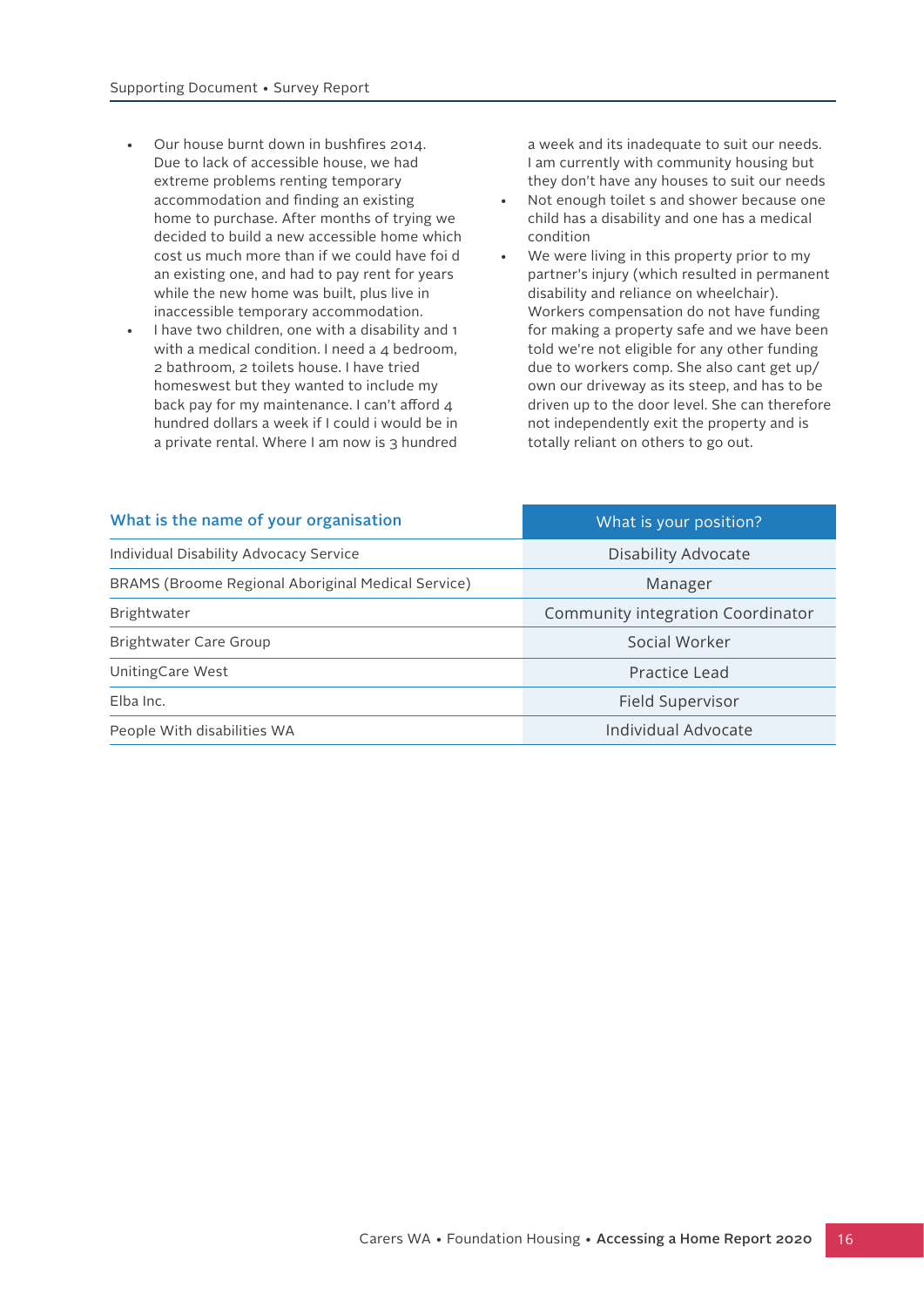- Our house burnt down in bushfires 2014. Due to lack of accessible house, we had extreme problems renting temporary accommodation and finding an existing home to purchase. After months of trying we decided to build a new accessible home which cost us much more than if we could have foi d an existing one, and had to pay rent for years while the new home was built, plus live in inaccessible temporary accommodation.
- I have two children, one with a disability and 1 with a medical condition. I need a 4 bedroom, 2 bathroom, 2 toilets house. I have tried homeswest but they wanted to include my back pay for my maintenance. I can't afford 4 hundred dollars a week if I could i would be in a private rental. Where I am now is 3 hundred a week and its inadequate to suit our needs. I am currently with community housing but they don't have any houses to suit our needs
- Not enough toilet s and shower because one child has a disability and one has a medical condition
- We were living in this property prior to my partner's injury (which resulted in permanent disability and reliance on wheelchair). Workers compensation do not have funding for making a property safe and we have been told we're not eligible for any other funding due to workers comp. She also cant get up/ own our driveway as its steep, and has to be driven up to the door level. She can therefore not independently exit the property and is totally reliant on others to go out.

| What is the name of your organisation | What is your position? |
|---|---|
| Individual Disability Advocacy Service | Disability Advocate |
| BRAMS (Broome Regional Aboriginal Medical Service) | Manager |
| Brightwater | Community integration Coordinator |
| Brightwater Care Group | Social Worker |
| UnitingCare West | Practice Lead |
| Elba Inc. | Field Supervisor |
| People With disabilities WA | Individual Advocate |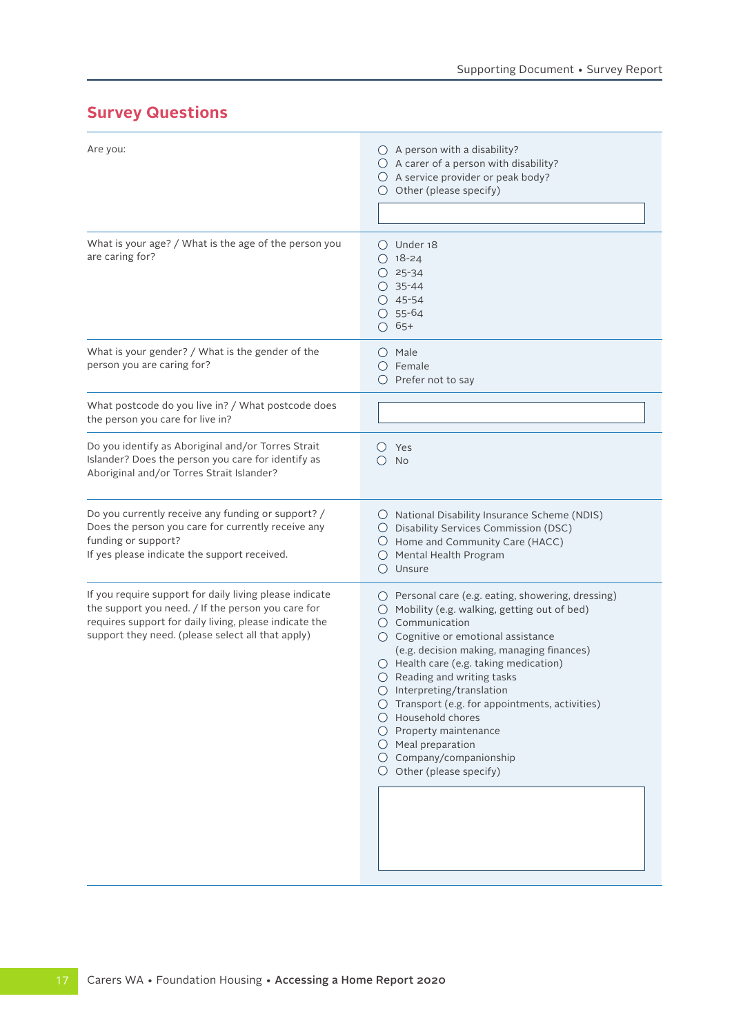## Survey Questions

| Question | Response options |
|---|---|
| Are you: | ◯ A person with a disability?<br>◯ A carer of a person with disability?<br>◯ A service provider or peak body?<br>◯ Other (please specify) |
| What is your age? / What is the age of the person you are caring for? | ◯ Under 18<br>◯ 18-24<br>◯ 25-34<br>◯ 35-44<br>◯ 45-54<br>◯ 55-64<br>◯ 65+ |
| What is your gender? / What is the gender of the person you are caring for? | ◯ Male<br>◯ Female<br>◯ Prefer not to say |
| What postcode do you live in? / What postcode does the person you care for live in? | |
| Do you identify as Aboriginal and/or Torres Strait Islander? Does the person you care for identify as Aboriginal and/or Torres Strait Islander? | ◯ Yes<br>◯ No |
| Do you currently receive any funding or support? / Does the person you care for currently receive any funding or support?<br>If yes please indicate the support received. | ◯ National Disability Insurance Scheme (NDIS)<br>◯ Disability Services Commission (DSC)<br>◯ Home and Community Care (HACC)<br>◯ Mental Health Program<br>◯ Unsure |
| If you require support for daily living please indicate the support you need. / If the person you care for requires support for daily living, please indicate the support they need. (please select all that apply) | ◯ Personal care (e.g. eating, showering, dressing)<br>◯ Mobility (e.g. walking, getting out of bed)<br>◯ Communication<br>◯ Cognitive or emotional assistance (e.g. decision making, managing finances)<br>◯ Health care (e.g. taking medication)<br>◯ Reading and writing tasks<br>◯ Interpreting/translation<br>◯ Transport (e.g. for appointments, activities)<br>◯ Household chores<br>◯ Property maintenance<br>◯ Meal preparation<br>◯ Company/companionship<br>◯ Other (please specify) |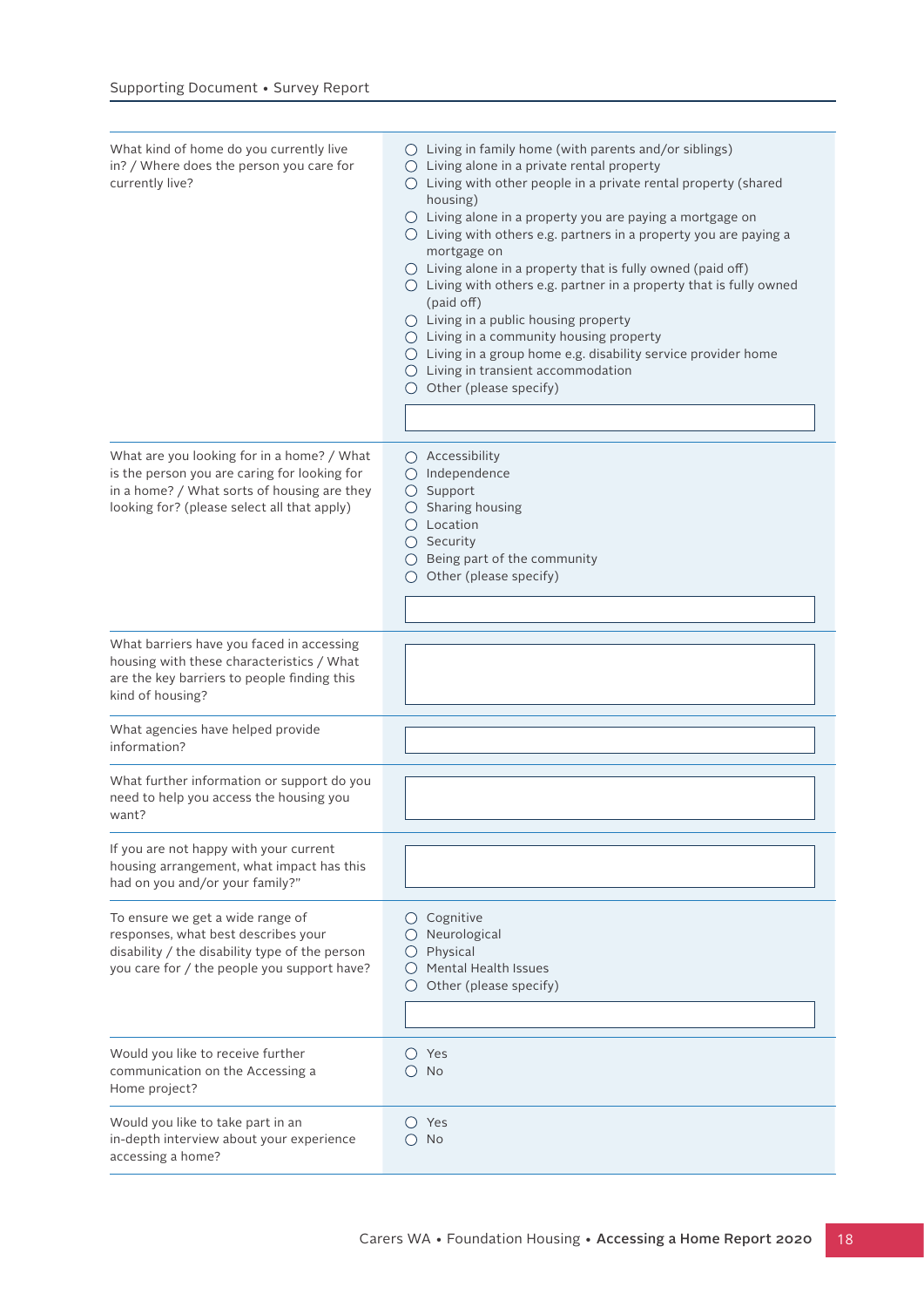| | |
|---|---|
| What kind of home do you currently live in? / Where does the person you care for currently live? | ◯ Living in family home (with parents and/or siblings)<br>◯ Living alone in a private rental property<br>◯ Living with other people in a private rental property (shared housing)<br>◯ Living alone in a property you are paying a mortgage on<br>◯ Living with others e.g. partners in a property you are paying a mortgage on<br>◯ Living alone in a property that is fully owned (paid off)<br>◯ Living with others e.g. partner in a property that is fully owned (paid off)<br>◯ Living in a public housing property<br>◯ Living in a community housing property<br>◯ Living in a group home e.g. disability service provider home<br>◯ Living in transient accommodation<br>◯ Other (please specify) |
| What are you looking for in a home? / What is the person you are caring for looking for in a home? / What sorts of housing are they looking for? (please select all that apply) | ◯ Accessibility<br>◯ Independence<br>◯ Support<br>◯ Sharing housing<br>◯ Location<br>◯ Security<br>◯ Being part of the community<br>◯ Other (please specify) |
| What barriers have you faced in accessing housing with these characteristics / What are the key barriers to people finding this kind of housing? | |
| What agencies have helped provide information? | |
| What further information or support do you need to help you access the housing you want? | |
| If you are not happy with your current housing arrangement, what impact has this had on you and/or your family?" | |
| To ensure we get a wide range of responses, what best describes your disability / the disability type of the person you care for / the people you support have? | ◯ Cognitive<br>◯ Neurological<br>◯ Physical<br>◯ Mental Health Issues<br>◯ Other (please specify) |
| Would you like to receive further communication on the Accessing a Home project? | ◯ Yes<br>◯ No |
| Would you like to take part in an in-depth interview about your experience accessing a home? | ◯ Yes<br>◯ No |